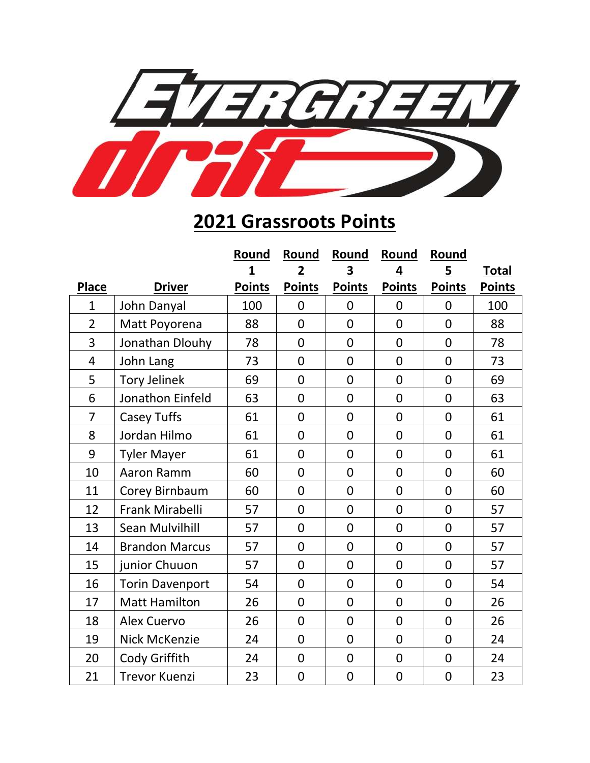# 2021 Grassroots Points

| Place | Driver | Round 1 Points | Round 2 Points | Round 3 Points | Round 4 Points | Round 5 Points | Total Points |
|---|---|---|---|---|---|---|---|
| 1 | John Danyal | 100 | 0 | 0 | 0 | 0 | 100 |
| 2 | Matt Poyorena | 88 | 0 | 0 | 0 | 0 | 88 |
| 3 | Jonathan Dlouhy | 78 | 0 | 0 | 0 | 0 | 78 |
| 4 | John Lang | 73 | 0 | 0 | 0 | 0 | 73 |
| 5 | Tory Jelinek | 69 | 0 | 0 | 0 | 0 | 69 |
| 6 | Jonathon Einfeld | 63 | 0 | 0 | 0 | 0 | 63 |
| 7 | Casey Tuffs | 61 | 0 | 0 | 0 | 0 | 61 |
| 8 | Jordan Hilmo | 61 | 0 | 0 | 0 | 0 | 61 |
| 9 | Tyler Mayer | 61 | 0 | 0 | 0 | 0 | 61 |
| 10 | Aaron Ramm | 60 | 0 | 0 | 0 | 0 | 60 |
| 11 | Corey Birnbaum | 60 | 0 | 0 | 0 | 0 | 60 |
| 12 | Frank Mirabelli | 57 | 0 | 0 | 0 | 0 | 57 |
| 13 | Sean Mulvilhill | 57 | 0 | 0 | 0 | 0 | 57 |
| 14 | Brandon Marcus | 57 | 0 | 0 | 0 | 0 | 57 |
| 15 | junior Chuuon | 57 | 0 | 0 | 0 | 0 | 57 |
| 16 | Torin Davenport | 54 | 0 | 0 | 0 | 0 | 54 |
| 17 | Matt Hamilton | 26 | 0 | 0 | 0 | 0 | 26 |
| 18 | Alex Cuervo | 26 | 0 | 0 | 0 | 0 | 26 |
| 19 | Nick McKenzie | 24 | 0 | 0 | 0 | 0 | 24 |
| 20 | Cody Griffith | 24 | 0 | 0 | 0 | 0 | 24 |
| 21 | Trevor Kuenzi | 23 | 0 | 0 | 0 | 0 | 23 |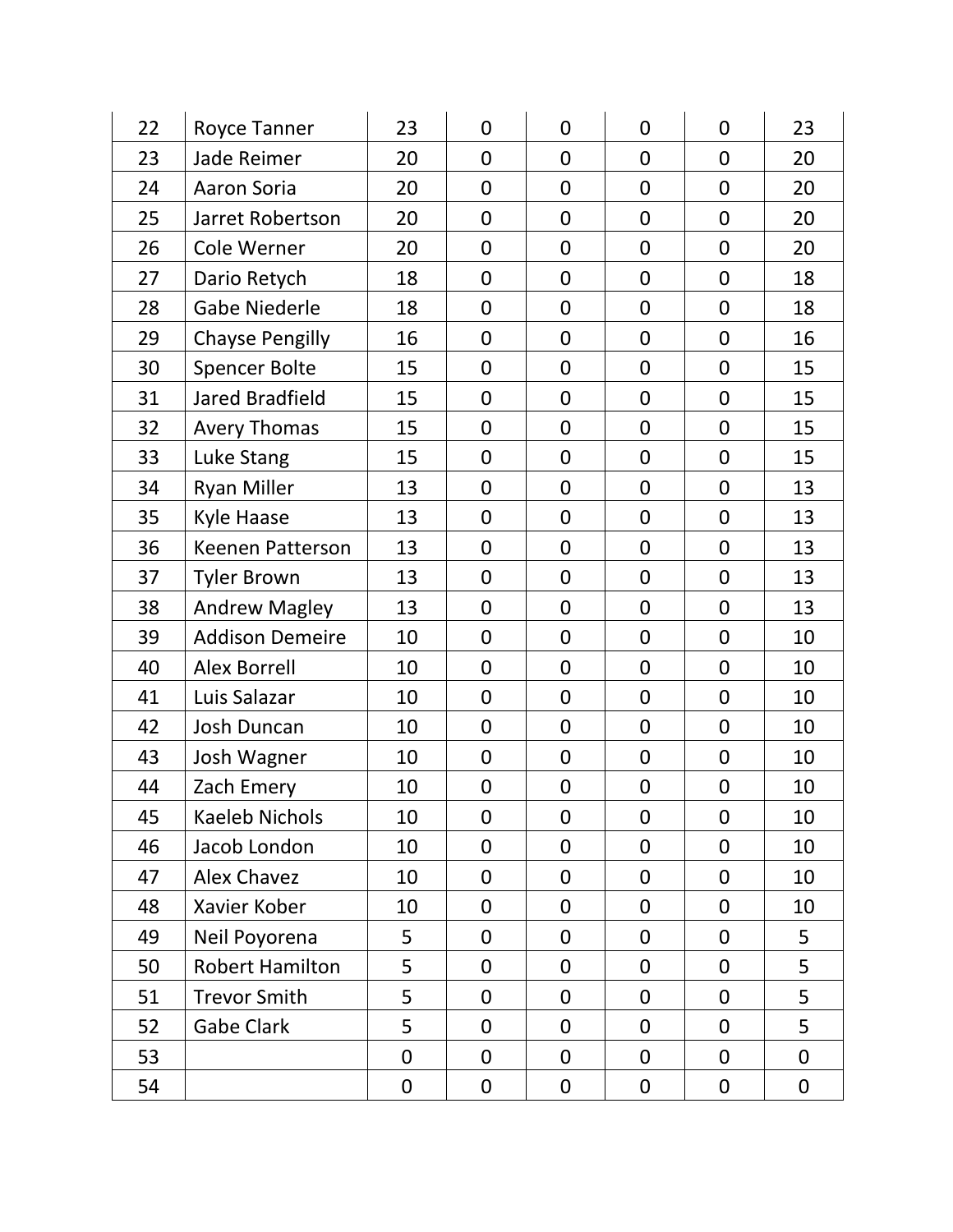| 22 | Royce Tanner | 23 | 0 | 0 | 0 | 0 | 23 |
|---|---|---|---|---|---|---|---|
| 23 | Jade Reimer | 20 | 0 | 0 | 0 | 0 | 20 |
| 24 | Aaron Soria | 20 | 0 | 0 | 0 | 0 | 20 |
| 25 | Jarret Robertson | 20 | 0 | 0 | 0 | 0 | 20 |
| 26 | Cole Werner | 20 | 0 | 0 | 0 | 0 | 20 |
| 27 | Dario Retych | 18 | 0 | 0 | 0 | 0 | 18 |
| 28 | Gabe Niederle | 18 | 0 | 0 | 0 | 0 | 18 |
| 29 | Chayse Pengilly | 16 | 0 | 0 | 0 | 0 | 16 |
| 30 | Spencer Bolte | 15 | 0 | 0 | 0 | 0 | 15 |
| 31 | Jared Bradfield | 15 | 0 | 0 | 0 | 0 | 15 |
| 32 | Avery Thomas | 15 | 0 | 0 | 0 | 0 | 15 |
| 33 | Luke Stang | 15 | 0 | 0 | 0 | 0 | 15 |
| 34 | Ryan Miller | 13 | 0 | 0 | 0 | 0 | 13 |
| 35 | Kyle Haase | 13 | 0 | 0 | 0 | 0 | 13 |
| 36 | Keenen Patterson | 13 | 0 | 0 | 0 | 0 | 13 |
| 37 | Tyler Brown | 13 | 0 | 0 | 0 | 0 | 13 |
| 38 | Andrew Magley | 13 | 0 | 0 | 0 | 0 | 13 |
| 39 | Addison Demeire | 10 | 0 | 0 | 0 | 0 | 10 |
| 40 | Alex Borrell | 10 | 0 | 0 | 0 | 0 | 10 |
| 41 | Luis Salazar | 10 | 0 | 0 | 0 | 0 | 10 |
| 42 | Josh Duncan | 10 | 0 | 0 | 0 | 0 | 10 |
| 43 | Josh Wagner | 10 | 0 | 0 | 0 | 0 | 10 |
| 44 | Zach Emery | 10 | 0 | 0 | 0 | 0 | 10 |
| 45 | Kaeleb Nichols | 10 | 0 | 0 | 0 | 0 | 10 |
| 46 | Jacob London | 10 | 0 | 0 | 0 | 0 | 10 |
| 47 | Alex Chavez | 10 | 0 | 0 | 0 | 0 | 10 |
| 48 | Xavier Kober | 10 | 0 | 0 | 0 | 0 | 10 |
| 49 | Neil Poyorena | 5 | 0 | 0 | 0 | 0 | 5 |
| 50 | Robert Hamilton | 5 | 0 | 0 | 0 | 0 | 5 |
| 51 | Trevor Smith | 5 | 0 | 0 | 0 | 0 | 5 |
| 52 | Gabe Clark | 5 | 0 | 0 | 0 | 0 | 5 |
| 53 | | 0 | 0 | 0 | 0 | 0 | 0 |
| 54 | | 0 | 0 | 0 | 0 | 0 | 0 |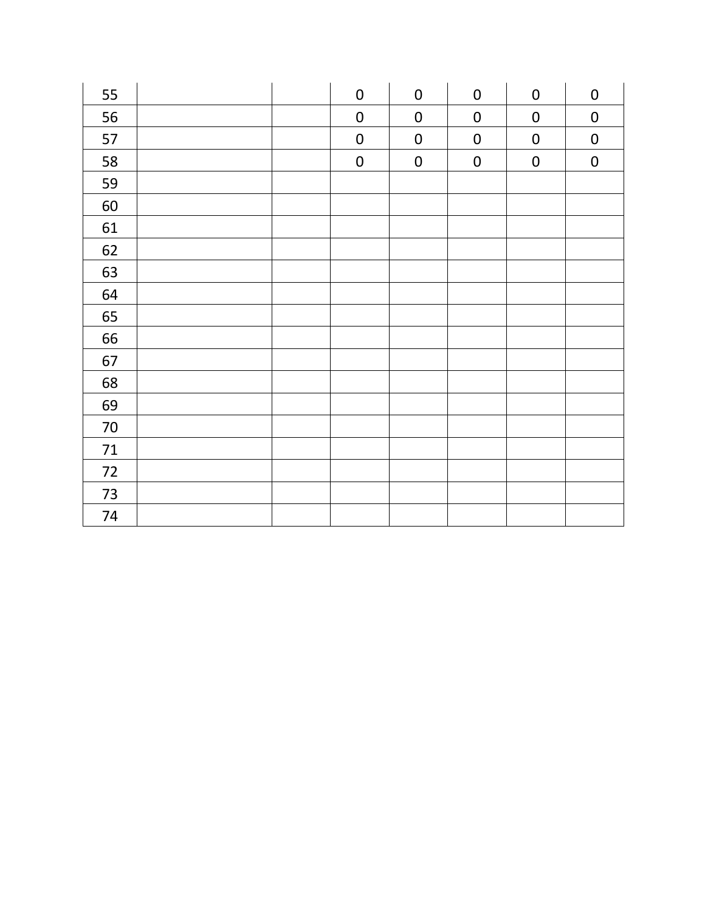| | | | | | | | |
|---|---|---|---|---|---|---|---|
| 55 | | | 0 | 0 | 0 | 0 | 0 |
| 56 | | | 0 | 0 | 0 | 0 | 0 |
| 57 | | | 0 | 0 | 0 | 0 | 0 |
| 58 | | | 0 | 0 | 0 | 0 | 0 |
| 59 | | | | | | | |
| 60 | | | | | | | |
| 61 | | | | | | | |
| 62 | | | | | | | |
| 63 | | | | | | | |
| 64 | | | | | | | |
| 65 | | | | | | | |
| 66 | | | | | | | |
| 67 | | | | | | | |
| 68 | | | | | | | |
| 69 | | | | | | | |
| 70 | | | | | | | |
| 71 | | | | | | | |
| 72 | | | | | | | |
| 73 | | | | | | | |
| 74 | | | | | | | |